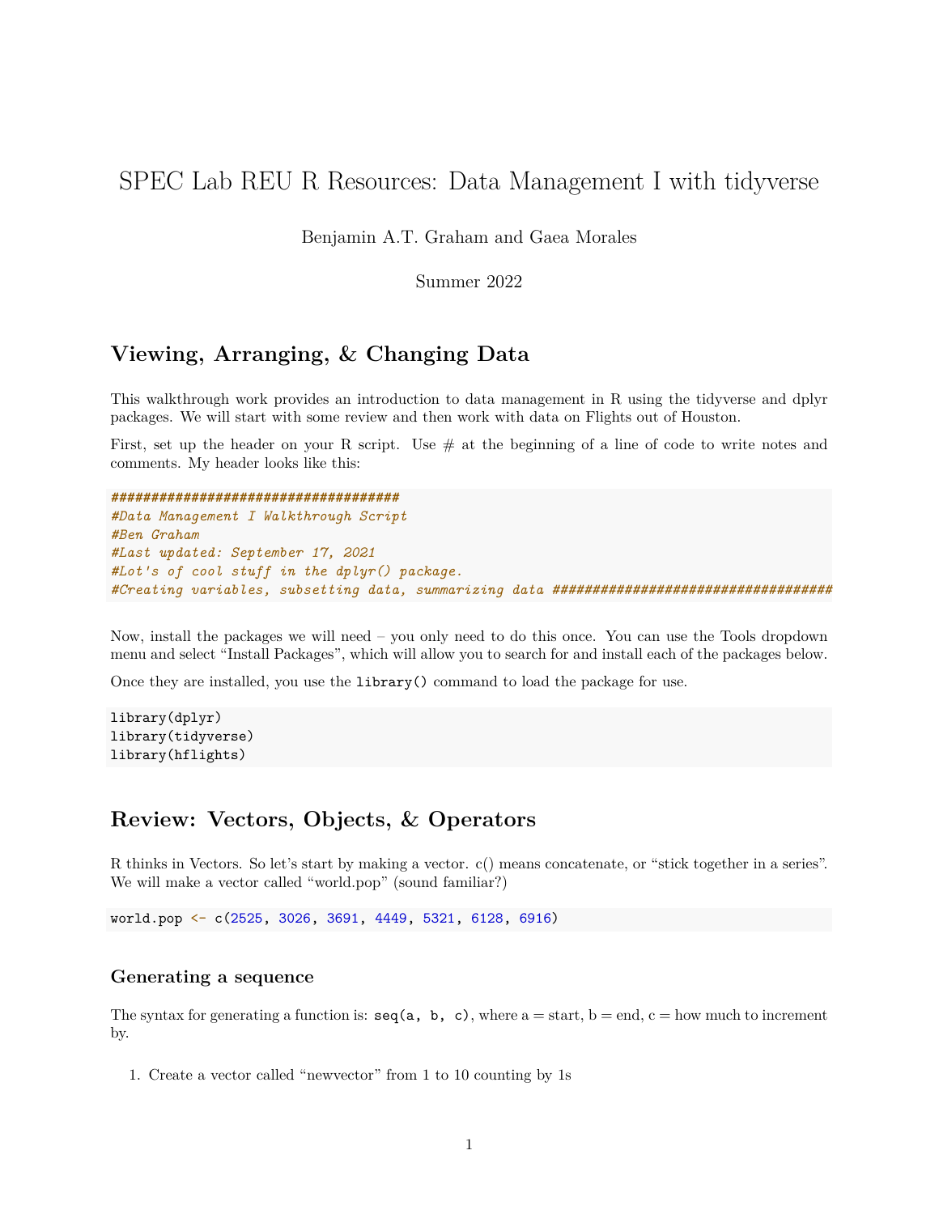# SPEC Lab REU R Resources: Data Management I with tidyverse

Benjamin A.T. Graham and Gaea Morales

Summer 2022

## Viewing, Arranging, & Changing Data

This walkthrough work provides an introduction to data management in R using the tidyverse and dplyr packages. We will start with some review and then work with data on Flights out of Houston.

First, set up the header on your R script. Use # at the beginning of a line of code to write notes and comments. My header looks like this:

```
####################################
#Data Management I Walkthrough Script
#Ben Graham
#Last updated: September 17, 2021
#Lot's of cool stuff in the dplyr() package.
#Creating variables, subsetting data, summarizing data ##################################
```

Now, install the packages we will need – you only need to do this once. You can use the Tools dropdown menu and select "Install Packages", which will allow you to search for and install each of the packages below.

Once they are installed, you use the `library()` command to load the package for use.

```
library(dplyr)
library(tidyverse)
library(hflights)
```

## Review: Vectors, Objects, & Operators

R thinks in Vectors. So let's start by making a vector. c() means concatenate, or "stick together in a series". We will make a vector called "world.pop" (sound familiar?)

```
world.pop <- c(2525, 3026, 3691, 4449, 5321, 6128, 6916)
```

### Generating a sequence

The syntax for generating a function is: `seq(a, b, c)`, where a = start, b = end, c = how much to increment by.

1. Create a vector called "newvector" from 1 to 10 counting by 1s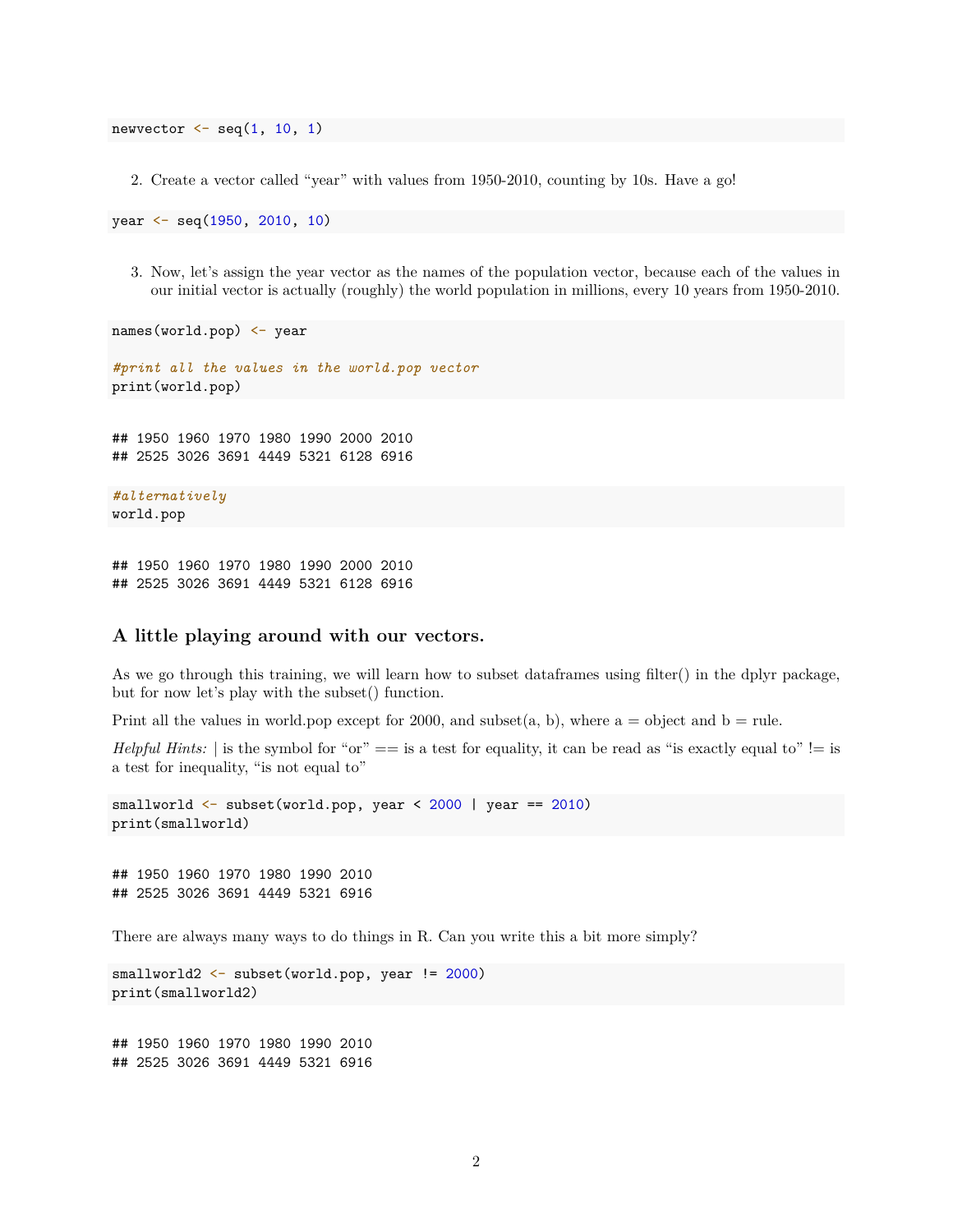```
newvector <- seq(1, 10, 1)
```

2. Create a vector called "year" with values from 1950-2010, counting by 10s. Have a go!

```
year <- seq(1950, 2010, 10)
```

3. Now, let's assign the year vector as the names of the population vector, because each of the values in our initial vector is actually (roughly) the world population in millions, every 10 years from 1950-2010.

```
names(world.pop) <- year

#print all the values in the world.pop vector
print(world.pop)
```

```
## 1950 1960 1970 1980 1990 2000 2010
## 2525 3026 3691 4449 5321 6128 6916
```

```
#alternatively
world.pop
```

```
## 1950 1960 1970 1980 1990 2000 2010
## 2525 3026 3691 4449 5321 6128 6916
```

### A little playing around with our vectors.

As we go through this training, we will learn how to subset dataframes using filter() in the dplyr package, but for now let's play with the subset() function.

Print all the values in world.pop except for 2000, and subset(a, b), where a = object and b = rule.

*Helpful Hints:* | is the symbol for "or" == is a test for equality, it can be read as "is exactly equal to" != is a test for inequality, "is not equal to"

```
smallworld <- subset(world.pop, year < 2000 | year == 2010)
print(smallworld)
```

```
## 1950 1960 1970 1980 1990 2010
## 2525 3026 3691 4449 5321 6916
```

There are always many ways to do things in R. Can you write this a bit more simply?

```
smallworld2 <- subset(world.pop, year != 2000)
print(smallworld2)
```

```
## 1950 1960 1970 1980 1990 2010
## 2525 3026 3691 4449 5321 6916
```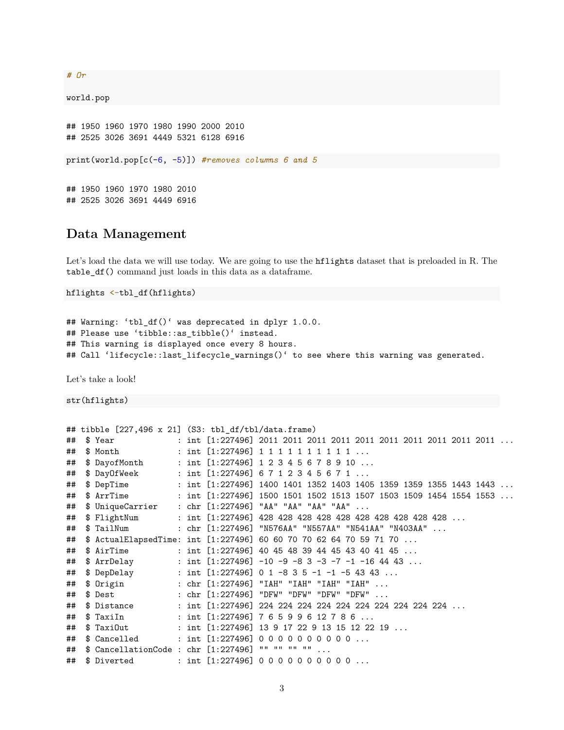```r
# Or

world.pop
```

```
## 1950 1960 1970 1980 1990 2000 2010
## 2525 3026 3691 4449 5321 6128 6916
```

```r
print(world.pop[c(-6, -5)]) #removes columns 6 and 5
```

```
## 1950 1960 1970 1980 2010
## 2525 3026 3691 4449 6916
```

## Data Management

Let's load the data we will use today. We are going to use the `hflights` dataset that is preloaded in R. The `table_df()` command just loads in this data as a dataframe.

```r
hflights <-tbl_df(hflights)
```

```
## Warning: `tbl_df()` was deprecated in dplyr 1.0.0.
## Please use `tibble::as_tibble()` instead.
## This warning is displayed once every 8 hours.
## Call `lifecycle::last_lifecycle_warnings()` to see where this warning was generated.
```

Let's take a look!

```r
str(hflights)
```

```
## tibble [227,496 x 21] (S3: tbl_df/tbl/data.frame)
##  $ Year             : int [1:227496] 2011 2011 2011 2011 2011 2011 2011 2011 2011 2011 ...
##  $ Month            : int [1:227496] 1 1 1 1 1 1 1 1 1 1 ...
##  $ DayofMonth       : int [1:227496] 1 2 3 4 5 6 7 8 9 10 ...
##  $ DayOfWeek        : int [1:227496] 6 7 1 2 3 4 5 6 7 1 ...
##  $ DepTime          : int [1:227496] 1400 1401 1352 1403 1405 1359 1359 1355 1443 1443 ...
##  $ ArrTime          : int [1:227496] 1500 1501 1502 1513 1507 1503 1509 1454 1554 1553 ...
##  $ UniqueCarrier    : chr [1:227496] "AA" "AA" "AA" "AA" ...
##  $ FlightNum        : int [1:227496] 428 428 428 428 428 428 428 428 428 428 ...
##  $ TailNum          : chr [1:227496] "N576AA" "N557AA" "N541AA" "N403AA" ...
##  $ ActualElapsedTime: int [1:227496] 60 60 70 70 62 64 70 59 71 70 ...
##  $ AirTime          : int [1:227496] 40 45 48 39 44 45 43 40 41 45 ...
##  $ ArrDelay         : int [1:227496] -10 -9 -8 3 -3 -7 -1 -16 44 43 ...
##  $ DepDelay         : int [1:227496] 0 1 -8 3 5 -1 -1 -5 43 43 ...
##  $ Origin           : chr [1:227496] "IAH" "IAH" "IAH" "IAH" ...
##  $ Dest             : chr [1:227496] "DFW" "DFW" "DFW" "DFW" ...
##  $ Distance         : int [1:227496] 224 224 224 224 224 224 224 224 224 224 ...
##  $ TaxiIn           : int [1:227496] 7 6 5 9 9 6 12 7 8 6 ...
##  $ TaxiOut          : int [1:227496] 13 9 17 22 9 13 15 12 22 19 ...
##  $ Cancelled        : int [1:227496] 0 0 0 0 0 0 0 0 0 0 ...
##  $ CancellationCode : chr [1:227496] "" "" "" "" ...
##  $ Diverted         : int [1:227496] 0 0 0 0 0 0 0 0 0 0 ...
```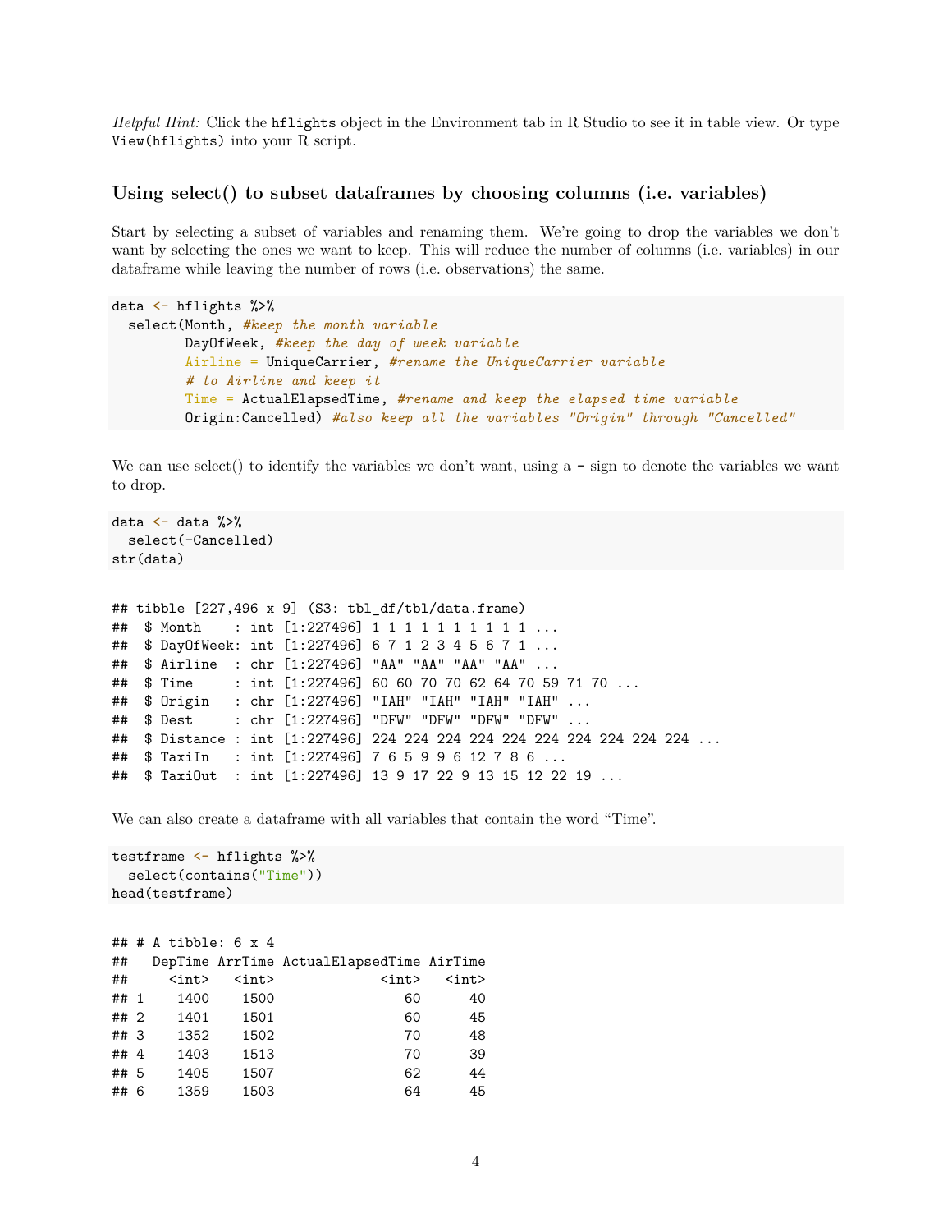*Helpful Hint:* Click the `hflights` object in the Environment tab in R Studio to see it in table view. Or type `View(hflights)` into your R script.

### Using select() to subset dataframes by choosing columns (i.e. variables)

Start by selecting a subset of variables and renaming them. We're going to drop the variables we don't want by selecting the ones we want to keep. This will reduce the number of columns (i.e. variables) in our dataframe while leaving the number of rows (i.e. observations) the same.

```
data <- hflights %>%
  select(Month, #keep the month variable
         DayOfWeek, #keep the day of week variable
         Airline = UniqueCarrier, #rename the UniqueCarrier variable
         # to Airline and keep it
         Time = ActualElapsedTime, #rename and keep the elapsed time variable
         Origin:Cancelled) #also keep all the variables "Origin" through "Cancelled"
```

We can use select() to identify the variables we don't want, using a `-` sign to denote the variables we want to drop.

```
data <- data %>%
  select(-Cancelled)
str(data)
```

```
## tibble [227,496 x 9] (S3: tbl_df/tbl/data.frame)
##  $ Month    : int [1:227496] 1 1 1 1 1 1 1 1 1 1 ...
##  $ DayOfWeek: int [1:227496] 6 7 1 2 3 4 5 6 7 1 ...
##  $ Airline  : chr [1:227496] "AA" "AA" "AA" "AA" ...
##  $ Time     : int [1:227496] 60 60 70 70 62 64 70 59 71 70 ...
##  $ Origin   : chr [1:227496] "IAH" "IAH" "IAH" "IAH" ...
##  $ Dest     : chr [1:227496] "DFW" "DFW" "DFW" "DFW" ...
##  $ Distance : int [1:227496] 224 224 224 224 224 224 224 224 224 224 ...
##  $ TaxiIn   : int [1:227496] 7 6 5 9 9 6 12 7 8 6 ...
##  $ TaxiOut  : int [1:227496] 13 9 17 22 9 13 15 12 22 19 ...
```

We can also create a dataframe with all variables that contain the word "Time".

```
testframe <- hflights %>%
  select(contains("Time"))
head(testframe)
```

```
## # A tibble: 6 x 4
##   DepTime ArrTime ActualElapsedTime AirTime
##     <int>   <int>             <int>   <int>
## 1    1400    1500                60      40
## 2    1401    1501                60      45
## 3    1352    1502                70      48
## 4    1403    1513                70      39
## 5    1405    1507                62      44
## 6    1359    1503                64      45
```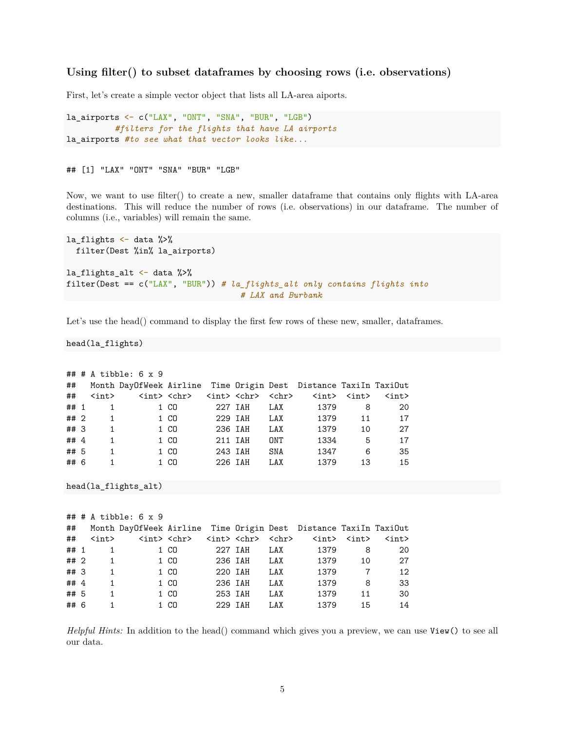### Using filter() to subset dataframes by choosing rows (i.e. observations)

First, let's create a simple vector object that lists all LA-area aiports.

```
la_airports <- c("LAX", "ONT", "SNA", "BUR", "LGB")
          #filters for the flights that have LA airports
la_airports #to see what that vector looks like...
```

```
## [1] "LAX" "ONT" "SNA" "BUR" "LGB"
```

Now, we want to use filter() to create a new, smaller dataframe that contains only flights with LA-area destinations. This will reduce the number of rows (i.e. observations) in our dataframe. The number of columns (i.e., variables) will remain the same.

```
la_flights <- data %>%
  filter(Dest %in% la_airports)

la_flights_alt <- data %>%
filter(Dest == c("LAX", "BUR")) # la_flights_alt only contains flights into
                                    # LAX and Burbank
```

Let's use the head() command to display the first few rows of these new, smaller, dataframes.

```
head(la_flights)
```

```
## # A tibble: 6 x 9
##   Month DayOfWeek Airline  Time Origin Dest  Distance TaxiIn TaxiOut
##   <int>     <int> <chr>   <int> <chr>  <chr>    <int>  <int>   <int>
## 1     1         1 CO        227 IAH    LAX       1379      8      20
## 2     1         1 CO        229 IAH    LAX       1379     11      17
## 3     1         1 CO        236 IAH    LAX       1379     10      27
## 4     1         1 CO        211 IAH    ONT       1334      5      17
## 5     1         1 CO        243 IAH    SNA       1347      6      35
## 6     1         1 CO        226 IAH    LAX       1379     13      15
```

```
head(la_flights_alt)
```

```
## # A tibble: 6 x 9
##   Month DayOfWeek Airline  Time Origin Dest  Distance TaxiIn TaxiOut
##   <int>     <int> <chr>   <int> <chr>  <chr>    <int>  <int>   <int>
## 1     1         1 CO        227 IAH    LAX       1379      8      20
## 2     1         1 CO        236 IAH    LAX       1379     10      27
## 3     1         1 CO        220 IAH    LAX       1379      7      12
## 4     1         1 CO        236 IAH    LAX       1379      8      33
## 5     1         1 CO        253 IAH    LAX       1379     11      30
## 6     1         1 CO        229 IAH    LAX       1379     15      14
```

*Helpful Hints:* In addition to the head() command which gives you a preview, we can use `View()` to see all our data.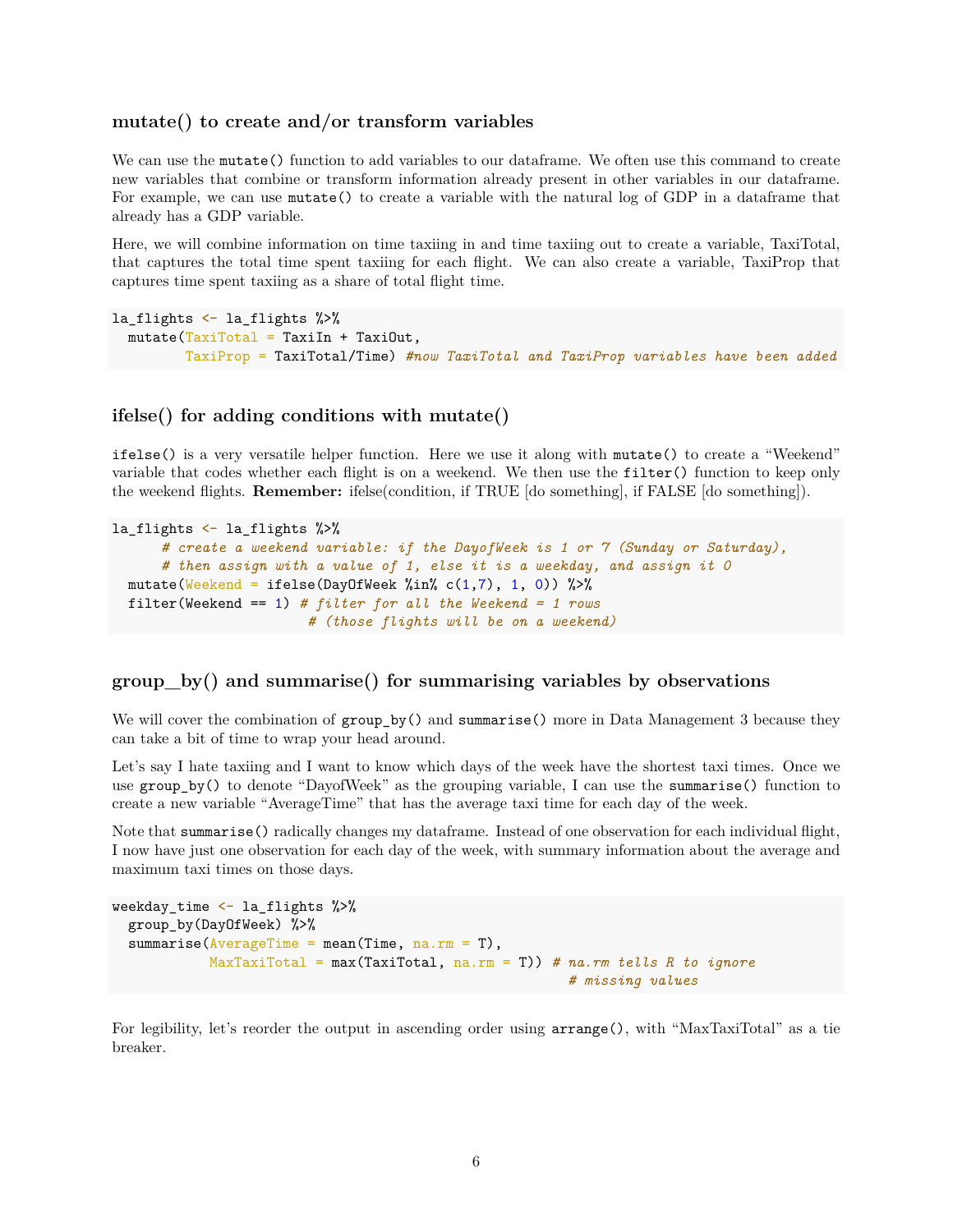### mutate() to create and/or transform variables

We can use the `mutate()` function to add variables to our dataframe. We often use this command to create new variables that combine or transform information already present in other variables in our dataframe. For example, we can use `mutate()` to create a variable with the natural log of GDP in a dataframe that already has a GDP variable.

Here, we will combine information on time taxiing in and time taxiing out to create a variable, TaxiTotal, that captures the total time spent taxiing for each flight. We can also create a variable, TaxiProp that captures time spent taxiing as a share of total flight time.

```
la_flights <- la_flights %>%
  mutate(TaxiTotal = TaxiIn + TaxiOut,
         TaxiProp = TaxiTotal/Time) #now TaxiTotal and TaxiProp variables have been added
```

### ifelse() for adding conditions with mutate()

`ifelse()` is a very versatile helper function. Here we use it along with `mutate()` to create a "Weekend" variable that codes whether each flight is on a weekend. We then use the `filter()` function to keep only the weekend flights. **Remember:** ifelse(condition, if TRUE [do something], if FALSE [do something]).

```
la_flights <- la_flights %>%
      # create a weekend variable: if the DayofWeek is 1 or 7 (Sunday or Saturday),
      # then assign with a value of 1, else it is a weekday, and assign it 0
  mutate(Weekend = ifelse(DayOfWeek %in% c(1,7), 1, 0)) %>%
  filter(Weekend == 1) # filter for all the Weekend = 1 rows
                       # (those flights will be on a weekend)
```

### group_by() and summarise() for summarising variables by observations

We will cover the combination of `group_by()` and `summarise()` more in Data Management 3 because they can take a bit of time to wrap your head around.

Let's say I hate taxiing and I want to know which days of the week have the shortest taxi times. Once we use `group_by()` to denote "DayofWeek" as the grouping variable, I can use the `summarise()` function to create a new variable "AverageTime" that has the average taxi time for each day of the week.

Note that `summarise()` radically changes my dataframe. Instead of one observation for each individual flight, I now have just one observation for each day of the week, with summary information about the average and maximum taxi times on those days.

```
weekday_time <- la_flights %>%
  group_by(DayOfWeek) %>%
  summarise(AverageTime = mean(Time, na.rm = T),
            MaxTaxiTotal = max(TaxiTotal, na.rm = T)) # na.rm tells R to ignore
                                                      # missing values
```

For legibility, let's reorder the output in ascending order using `arrange()`, with "MaxTaxiTotal" as a tie breaker.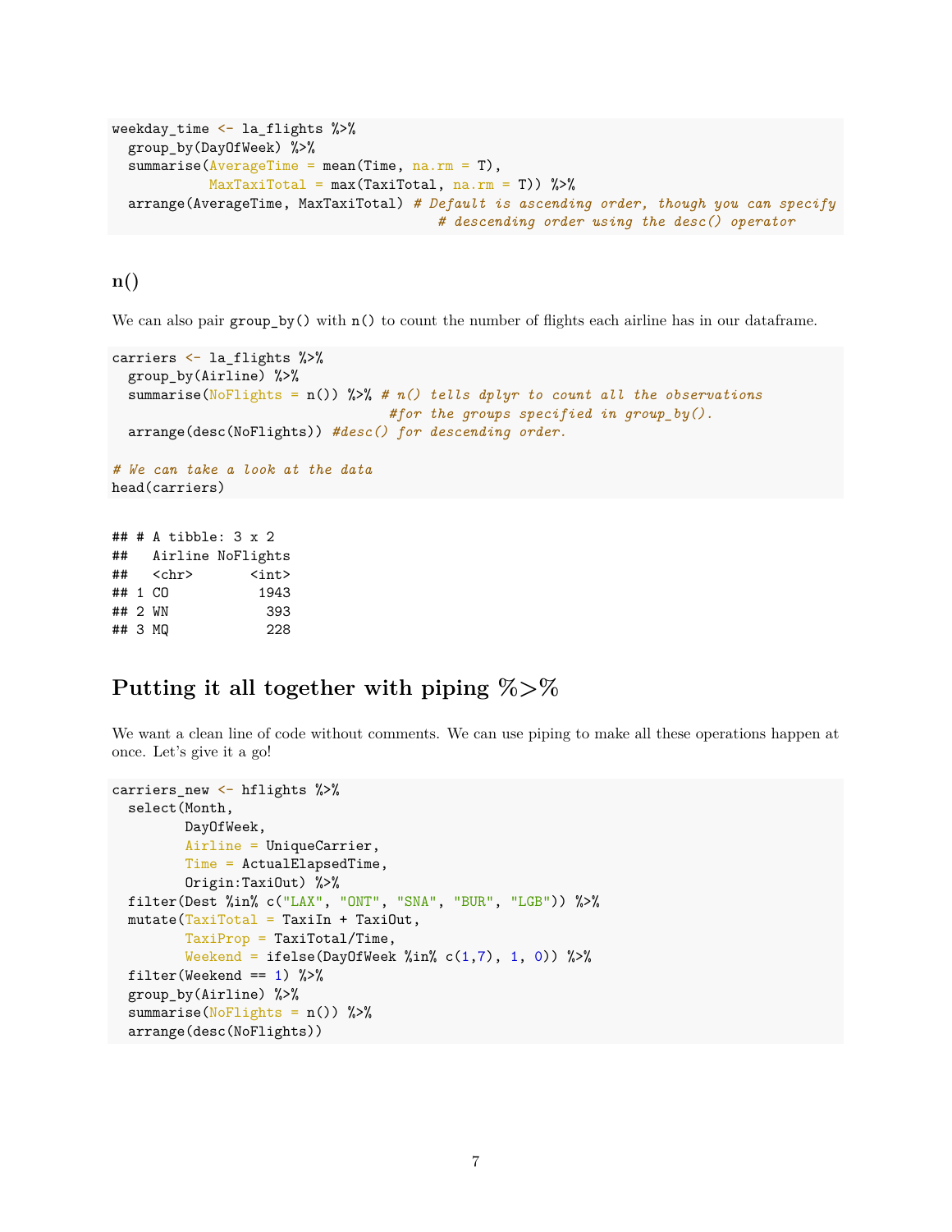```
weekday_time <- la_flights %>%
  group_by(DayOfWeek) %>%
  summarise(AverageTime = mean(Time, na.rm = T),
            MaxTaxiTotal = max(TaxiTotal, na.rm = T)) %>%
  arrange(AverageTime, MaxTaxiTotal) # Default is ascending order, though you can specify
                                     # descending order using the desc() operator
```

### n()

We can also pair `group_by()` with `n()` to count the number of flights each airline has in our dataframe.

```
carriers <- la_flights %>%
  group_by(Airline) %>%
  summarise(NoFlights = n()) %>% # n() tells dplyr to count all the observations
                                 #for the groups specified in group_by().
  arrange(desc(NoFlights)) #desc() for descending order.

# We can take a look at the data
head(carriers)
```

```
## # A tibble: 3 x 2
##   Airline NoFlights
##   <chr>       <int>
## 1 CO           1943
## 2 WN            393
## 3 MQ            228
```

## Putting it all together with piping %>%

We want a clean line of code without comments. We can use piping to make all these operations happen at once. Let's give it a go!

```
carriers_new <- hflights %>%
  select(Month,
         DayOfWeek,
         Airline = UniqueCarrier,
         Time = ActualElapsedTime,
         Origin:TaxiOut) %>%
  filter(Dest %in% c("LAX", "ONT", "SNA", "BUR", "LGB")) %>%
  mutate(TaxiTotal = TaxiIn + TaxiOut,
         TaxiProp = TaxiTotal/Time,
         Weekend = ifelse(DayOfWeek %in% c(1,7), 1, 0)) %>%
  filter(Weekend == 1) %>%
  group_by(Airline) %>%
  summarise(NoFlights = n()) %>%
  arrange(desc(NoFlights))
```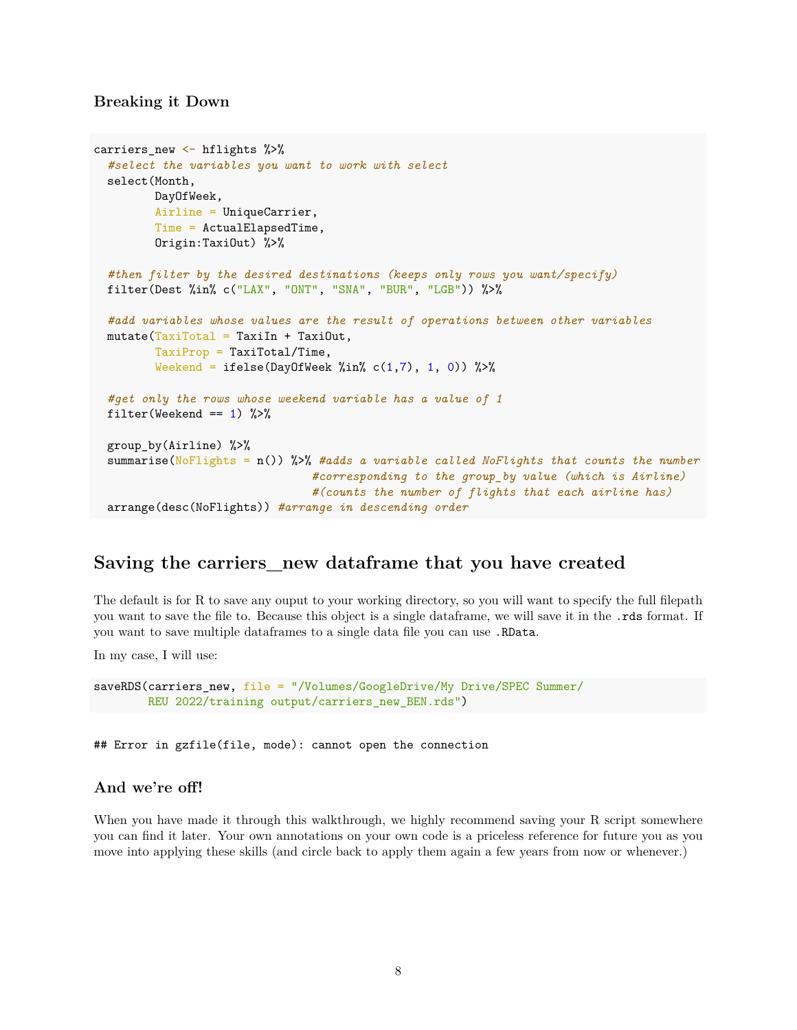### Breaking it Down

```
carriers_new <- hflights %>%
  #select the variables you want to work with select
  select(Month,
         DayOfWeek,
         Airline = UniqueCarrier,
         Time = ActualElapsedTime,
         Origin:TaxiOut) %>%

  #then filter by the desired destinations (keeps only rows you want/specify)
  filter(Dest %in% c("LAX", "ONT", "SNA", "BUR", "LGB")) %>%

  #add variables whose values are the result of operations between other variables
  mutate(TaxiTotal = TaxiIn + TaxiOut,
         TaxiProp = TaxiTotal/Time,
         Weekend = ifelse(DayOfWeek %in% c(1,7), 1, 0)) %>%

  #get only the rows whose weekend variable has a value of 1
  filter(Weekend == 1) %>%

  group_by(Airline) %>%
  summarise(NoFlights = n()) %>% #adds a variable called NoFlights that counts the number
                                 #corresponding to the group_by value (which is Airline)
                                 #(counts the number of flights that each airline has)
  arrange(desc(NoFlights)) #arrange in descending order
```

## Saving the carriers_new dataframe that you have created

The default is for R to save any ouput to your working directory, so you will want to specify the full filepath you want to save the file to. Because this object is a single dataframe, we will save it in the `.rds` format. If you want to save multiple dataframes to a single data file you can use `.RData`.

In my case, I will use:

```
saveRDS(carriers_new, file = "/Volumes/GoogleDrive/My Drive/SPEC Summer/
        REU 2022/training output/carriers_new_BEN.rds")
```

```
## Error in gzfile(file, mode): cannot open the connection
```

### And we're off!

When you have made it through this walkthrough, we highly recommend saving your R script somewhere you can find it later. Your own annotations on your own code is a priceless reference for future you as you move into applying these skills (and circle back to apply them again a few years from now or whenever.)